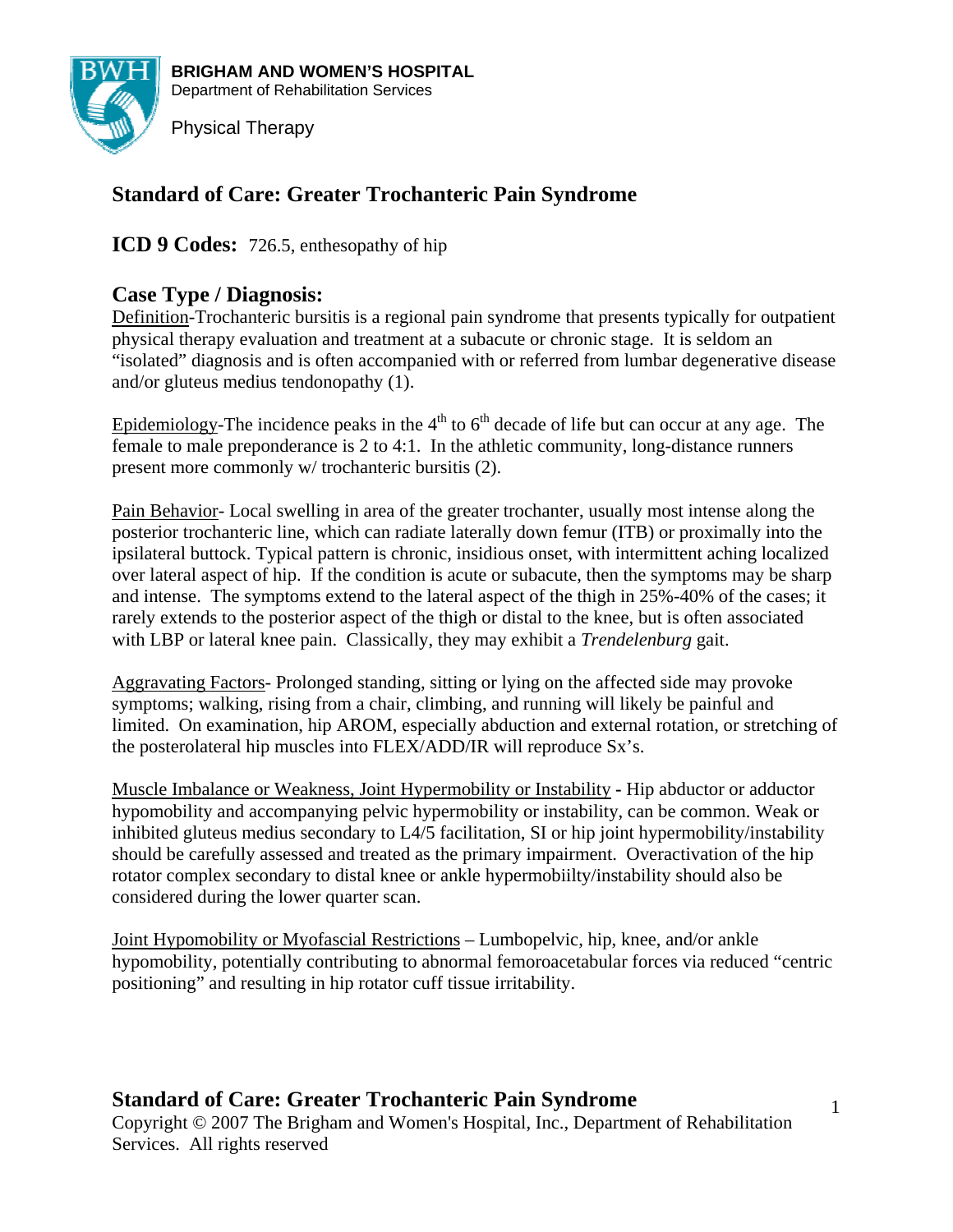**BRIGHAM AND WOMEN'S HOSPITAL**
Department of Rehabilitation Services

Physical Therapy

## Standard of Care: Greater Trochanteric Pain Syndrome

**ICD 9 Codes:** 726.5, enthesopathy of hip

### Case Type / Diagnosis:

Definition-Trochanteric bursitis is a regional pain syndrome that presents typically for outpatient physical therapy evaluation and treatment at a subacute or chronic stage. It is seldom an "isolated" diagnosis and is often accompanied with or referred from lumbar degenerative disease and/or gluteus medius tendonopathy (1).

Epidemiology-The incidence peaks in the 4th to 6th decade of life but can occur at any age. The female to male preponderance is 2 to 4:1. In the athletic community, long-distance runners present more commonly w/ trochanteric bursitis (2).

Pain Behavior- Local swelling in area of the greater trochanter, usually most intense along the posterior trochanteric line, which can radiate laterally down femur (ITB) or proximally into the ipsilateral buttock. Typical pattern is chronic, insidious onset, with intermittent aching localized over lateral aspect of hip. If the condition is acute or subacute, then the symptoms may be sharp and intense. The symptoms extend to the lateral aspect of the thigh in 25%-40% of the cases; it rarely extends to the posterior aspect of the thigh or distal to the knee, but is often associated with LBP or lateral knee pain. Classically, they may exhibit a *Trendelenburg* gait.

Aggravating Factors- Prolonged standing, sitting or lying on the affected side may provoke symptoms; walking, rising from a chair, climbing, and running will likely be painful and limited. On examination, hip AROM, especially abduction and external rotation, or stretching of the posterolateral hip muscles into FLEX/ADD/IR will reproduce Sx's.

Muscle Imbalance or Weakness, Joint Hypermobility or Instability **-** Hip abductor or adductor hypomobility and accompanying pelvic hypermobility or instability, can be common. Weak or inhibited gluteus medius secondary to L4/5 facilitation, SI or hip joint hypermobility/instability should be carefully assessed and treated as the primary impairment. Overactivation of the hip rotator complex secondary to distal knee or ankle hypermobiilty/instability should also be considered during the lower quarter scan.

Joint Hypomobility or Myofascial Restrictions – Lumbopelvic, hip, knee, and/or ankle hypomobility, potentially contributing to abnormal femoroacetabular forces via reduced "centric positioning" and resulting in hip rotator cuff tissue irritability.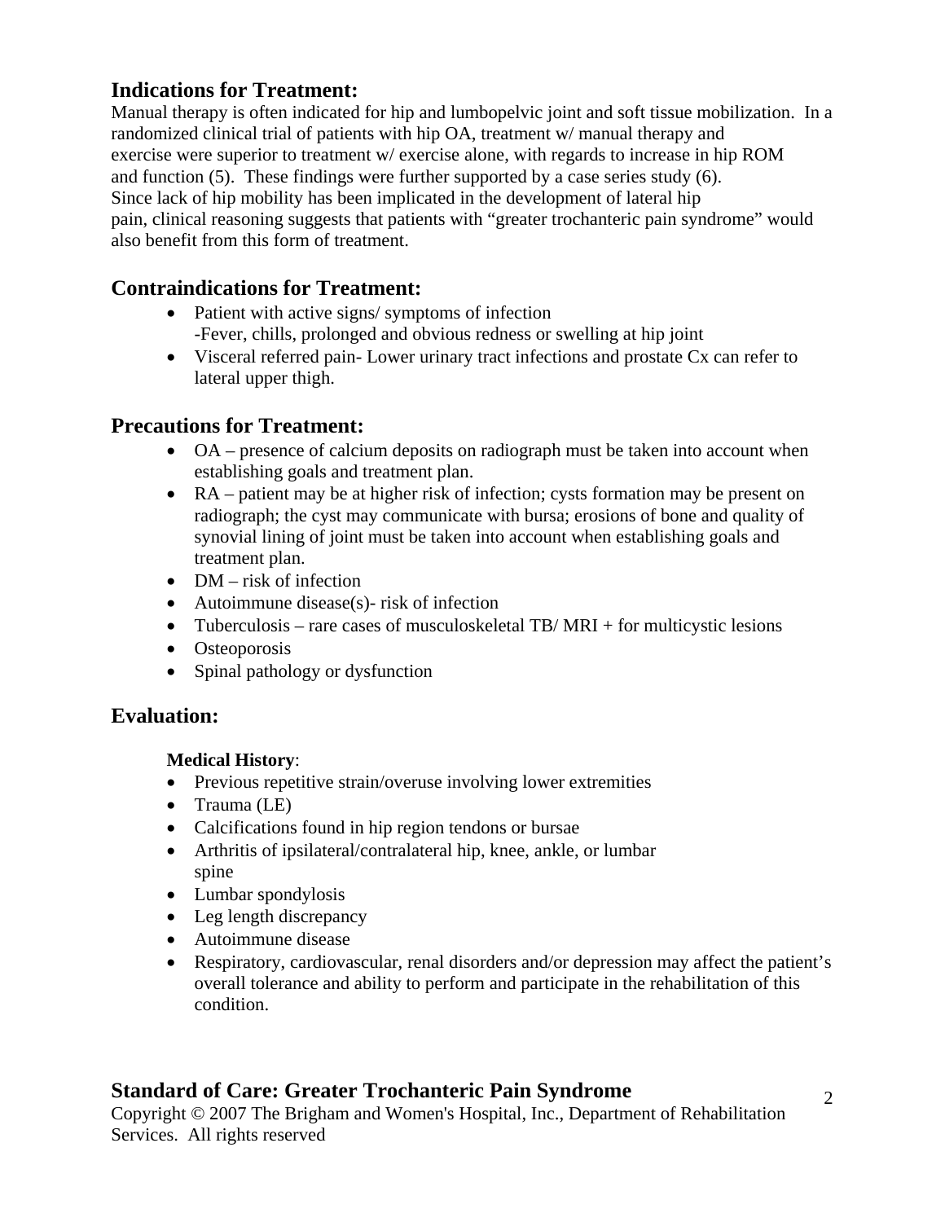## Indications for Treatment:

Manual therapy is often indicated for hip and lumbopelvic joint and soft tissue mobilization. In a randomized clinical trial of patients with hip OA, treatment w/ manual therapy and exercise were superior to treatment w/ exercise alone, with regards to increase in hip ROM and function (5). These findings were further supported by a case series study (6). Since lack of hip mobility has been implicated in the development of lateral hip pain, clinical reasoning suggests that patients with "greater trochanteric pain syndrome" would also benefit from this form of treatment.

## Contraindications for Treatment:

- Patient with active signs/ symptoms of infection
  -Fever, chills, prolonged and obvious redness or swelling at hip joint
- Visceral referred pain- Lower urinary tract infections and prostate Cx can refer to lateral upper thigh.

## Precautions for Treatment:

- OA – presence of calcium deposits on radiograph must be taken into account when establishing goals and treatment plan.
- RA – patient may be at higher risk of infection; cysts formation may be present on radiograph; the cyst may communicate with bursa; erosions of bone and quality of synovial lining of joint must be taken into account when establishing goals and treatment plan.
- DM – risk of infection
- Autoimmune disease(s)- risk of infection
- Tuberculosis – rare cases of musculoskeletal TB/ MRI + for multicystic lesions
- Osteoporosis
- Spinal pathology or dysfunction

## Evaluation:

**Medical History**:

- Previous repetitive strain/overuse involving lower extremities
- Trauma (LE)
- Calcifications found in hip region tendons or bursae
- Arthritis of ipsilateral/contralateral hip, knee, ankle, or lumbar spine
- Lumbar spondylosis
- Leg length discrepancy
- Autoimmune disease
- Respiratory, cardiovascular, renal disorders and/or depression may affect the patient's overall tolerance and ability to perform and participate in the rehabilitation of this condition.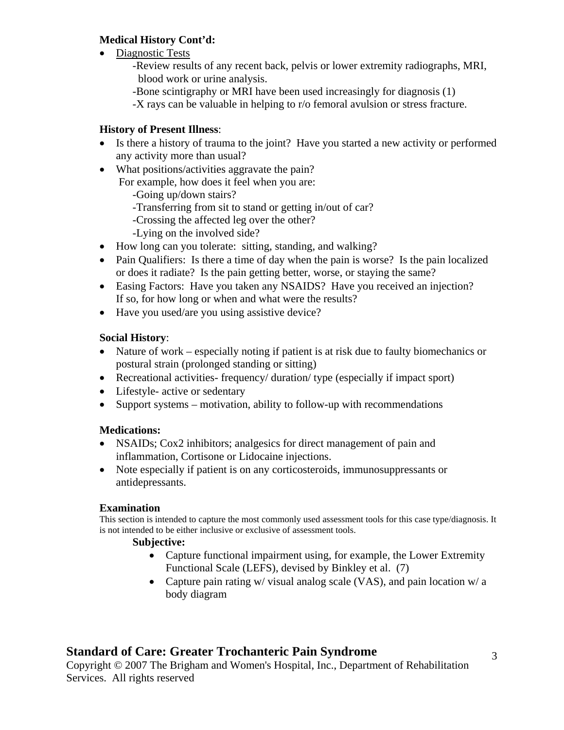**Medical History Cont'd:**

- Diagnostic Tests
  - -Review results of any recent back, pelvis or lower extremity radiographs, MRI, blood work or urine analysis.
  - -Bone scintigraphy or MRI have been used increasingly for diagnosis (1)
  - -X rays can be valuable in helping to r/o femoral avulsion or stress fracture.

**History of Present Illness**:

- Is there a history of trauma to the joint? Have you started a new activity or performed any activity more than usual?
- What positions/activities aggravate the pain?
  For example, how does it feel when you are:
  - -Going up/down stairs?
  - -Transferring from sit to stand or getting in/out of car?
  - -Crossing the affected leg over the other?
  - -Lying on the involved side?
- How long can you tolerate: sitting, standing, and walking?
- Pain Qualifiers: Is there a time of day when the pain is worse? Is the pain localized or does it radiate? Is the pain getting better, worse, or staying the same?
- Easing Factors: Have you taken any NSAIDS? Have you received an injection? If so, for how long or when and what were the results?
- Have you used/are you using assistive device?

**Social History**:

- Nature of work – especially noting if patient is at risk due to faulty biomechanics or postural strain (prolonged standing or sitting)
- Recreational activities- frequency/ duration/ type (especially if impact sport)
- Lifestyle- active or sedentary
- Support systems – motivation, ability to follow-up with recommendations

**Medications:**

- NSAIDs; Cox2 inhibitors; analgesics for direct management of pain and inflammation, Cortisone or Lidocaine injections.
- Note especially if patient is on any corticosteroids, immunosuppressants or antidepressants.

**Examination**

This section is intended to capture the most commonly used assessment tools for this case type/diagnosis. It is not intended to be either inclusive or exclusive of assessment tools.

**Subjective:**

- Capture functional impairment using, for example, the Lower Extremity Functional Scale (LEFS), devised by Binkley et al. (7)
- Capture pain rating w/ visual analog scale (VAS), and pain location w/ a body diagram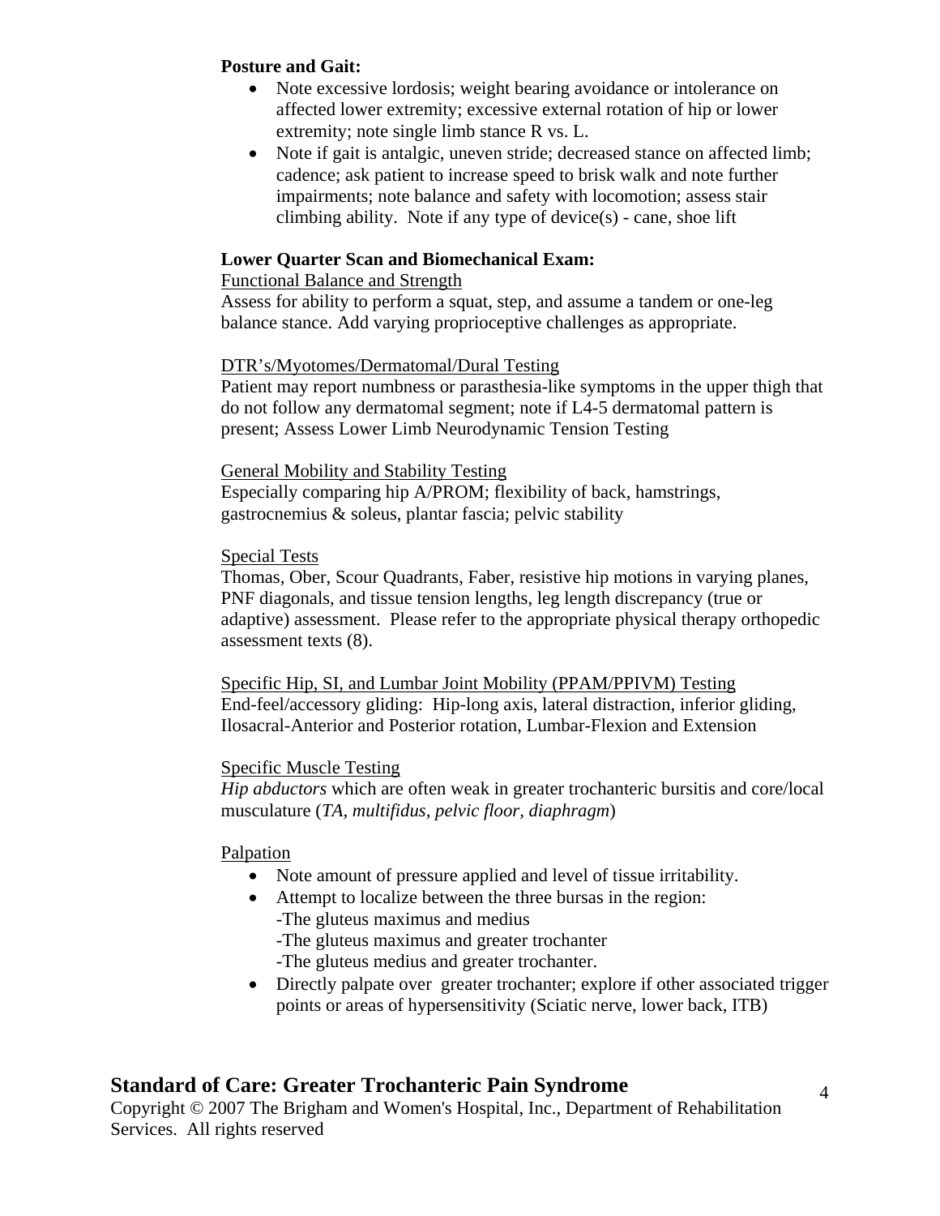**Posture and Gait:**

- Note excessive lordosis; weight bearing avoidance or intolerance on affected lower extremity; excessive external rotation of hip or lower extremity; note single limb stance R vs. L.
- Note if gait is antalgic, uneven stride; decreased stance on affected limb; cadence; ask patient to increase speed to brisk walk and note further impairments; note balance and safety with locomotion; assess stair climbing ability. Note if any type of device(s) - cane, shoe lift

**Lower Quarter Scan and Biomechanical Exam:**

<u>Functional Balance and Strength</u>

Assess for ability to perform a squat, step, and assume a tandem or one-leg balance stance. Add varying proprioceptive challenges as appropriate.

<u>DTR's/Myotomes/Dermatomal/Dural Testing</u>

Patient may report numbness or parasthesia-like symptoms in the upper thigh that do not follow any dermatomal segment; note if L4-5 dermatomal pattern is present; Assess Lower Limb Neurodynamic Tension Testing

<u>General Mobility and Stability Testing</u>

Especially comparing hip A/PROM; flexibility of back, hamstrings, gastrocnemius & soleus, plantar fascia; pelvic stability

<u>Special Tests</u>

Thomas, Ober, Scour Quadrants, Faber, resistive hip motions in varying planes, PNF diagonals, and tissue tension lengths, leg length discrepancy (true or adaptive) assessment. Please refer to the appropriate physical therapy orthopedic assessment texts (8).

<u>Specific Hip, SI, and Lumbar Joint Mobility (PPAM/PPIVM) Testing</u>

End-feel/accessory gliding: Hip-long axis, lateral distraction, inferior gliding, Ilosacral-Anterior and Posterior rotation, Lumbar-Flexion and Extension

<u>Specific Muscle Testing</u>

*Hip abductors* which are often weak in greater trochanteric bursitis and core/local musculature (*TA, multifidus, pelvic floor, diaphragm*)

<u>Palpation</u>

- Note amount of pressure applied and level of tissue irritability.
- Attempt to localize between the three bursas in the region:
  - -The gluteus maximus and medius
  - -The gluteus maximus and greater trochanter
  - -The gluteus medius and greater trochanter.
- Directly palpate over greater trochanter; explore if other associated trigger points or areas of hypersensitivity (Sciatic nerve, lower back, ITB)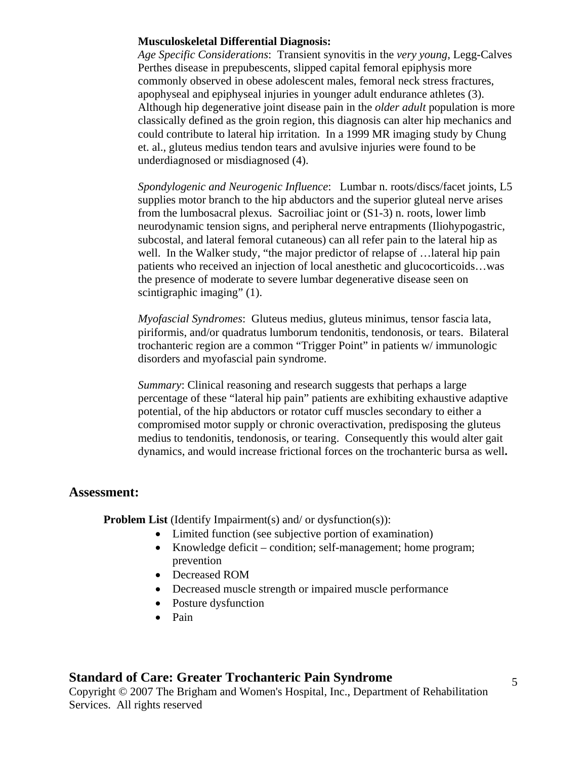**Musculoskeletal Differential Diagnosis:**

*Age Specific Considerations*: Transient synovitis in the *very young*, Legg-Calves Perthes disease in prepubescents, slipped capital femoral epiphysis more commonly observed in obese adolescent males, femoral neck stress fractures, apophyseal and epiphyseal injuries in younger adult endurance athletes (3). Although hip degenerative joint disease pain in the *older adult* population is more classically defined as the groin region, this diagnosis can alter hip mechanics and could contribute to lateral hip irritation. In a 1999 MR imaging study by Chung et. al., gluteus medius tendon tears and avulsive injuries were found to be underdiagnosed or misdiagnosed (4).

*Spondylogenic and Neurogenic Influence*: Lumbar n. roots/discs/facet joints, L5 supplies motor branch to the hip abductors and the superior gluteal nerve arises from the lumbosacral plexus. Sacroiliac joint or (S1-3) n. roots, lower limb neurodynamic tension signs, and peripheral nerve entrapments (Iliohypogastric, subcostal, and lateral femoral cutaneous) can all refer pain to the lateral hip as well. In the Walker study, "the major predictor of relapse of …lateral hip pain patients who received an injection of local anesthetic and glucocorticoids…was the presence of moderate to severe lumbar degenerative disease seen on scintigraphic imaging" (1).

*Myofascial Syndromes*: Gluteus medius, gluteus minimus, tensor fascia lata, piriformis, and/or quadratus lumborum tendonitis, tendonosis, or tears. Bilateral trochanteric region are a common "Trigger Point" in patients w/ immunologic disorders and myofascial pain syndrome.

*Summary*: Clinical reasoning and research suggests that perhaps a large percentage of these "lateral hip pain" patients are exhibiting exhaustive adaptive potential, of the hip abductors or rotator cuff muscles secondary to either a compromised motor supply or chronic overactivation, predisposing the gluteus medius to tendonitis, tendonosis, or tearing. Consequently this would alter gait dynamics, and would increase frictional forces on the trochanteric bursa as well**.**

## Assessment:

**Problem List** (Identify Impairment(s) and/ or dysfunction(s)):

- Limited function (see subjective portion of examination)
- Knowledge deficit – condition; self-management; home program; prevention
- Decreased ROM
- Decreased muscle strength or impaired muscle performance
- Posture dysfunction
- Pain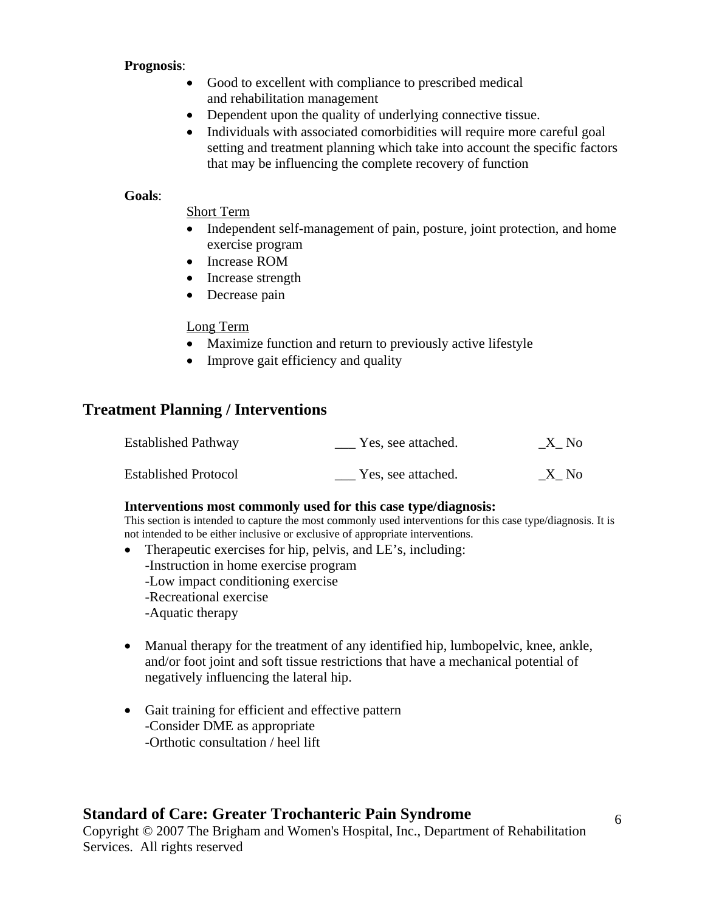**Prognosis**:

- Good to excellent with compliance to prescribed medical and rehabilitation management
- Dependent upon the quality of underlying connective tissue.
- Individuals with associated comorbidities will require more careful goal setting and treatment planning which take into account the specific factors that may be influencing the complete recovery of function

**Goals**:

Short Term

- Independent self-management of pain, posture, joint protection, and home exercise program
- Increase ROM
- Increase strength
- Decrease pain

Long Term

- Maximize function and return to previously active lifestyle
- Improve gait efficiency and quality

## Treatment Planning / Interventions

| Established Pathway | ___ Yes, see attached. | _X_ No |
|---|---|---|
| Established Protocol | ___ Yes, see attached. | _X_ No |

**Interventions most commonly used for this case type/diagnosis:**

This section is intended to capture the most commonly used interventions for this case type/diagnosis. It is not intended to be either inclusive or exclusive of appropriate interventions.

- Therapeutic exercises for hip, pelvis, and LE's, including:
  - -Instruction in home exercise program
  - -Low impact conditioning exercise
  - -Recreational exercise
  - -Aquatic therapy

- Manual therapy for the treatment of any identified hip, lumbopelvic, knee, ankle, and/or foot joint and soft tissue restrictions that have a mechanical potential of negatively influencing the lateral hip.

- Gait training for efficient and effective pattern
  - -Consider DME as appropriate
  - -Orthotic consultation / heel lift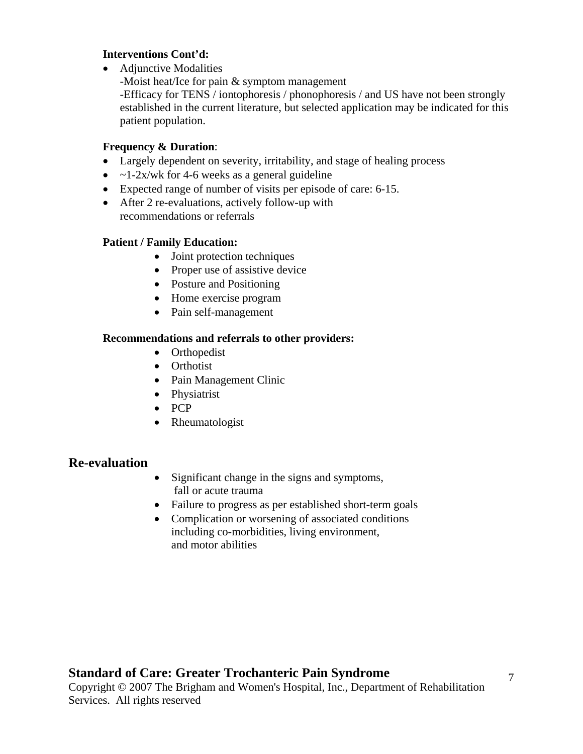**Interventions Cont'd:**

- Adjunctive Modalities
  -Moist heat/Ice for pain & symptom management
  -Efficacy for TENS / iontophoresis / phonophoresis / and US have not been strongly established in the current literature, but selected application may be indicated for this patient population.

**Frequency & Duration**:

- Largely dependent on severity, irritability, and stage of healing process
- ~1-2x/wk for 4-6 weeks as a general guideline
- Expected range of number of visits per episode of care: 6-15.
- After 2 re-evaluations, actively follow-up with recommendations or referrals

**Patient / Family Education:**

- Joint protection techniques
- Proper use of assistive device
- Posture and Positioning
- Home exercise program
- Pain self-management

**Recommendations and referrals to other providers:**

- Orthopedist
- Orthotist
- Pain Management Clinic
- Physiatrist
- PCP
- Rheumatologist

## Re-evaluation

- Significant change in the signs and symptoms, fall or acute trauma
- Failure to progress as per established short-term goals
- Complication or worsening of associated conditions including co-morbidities, living environment, and motor abilities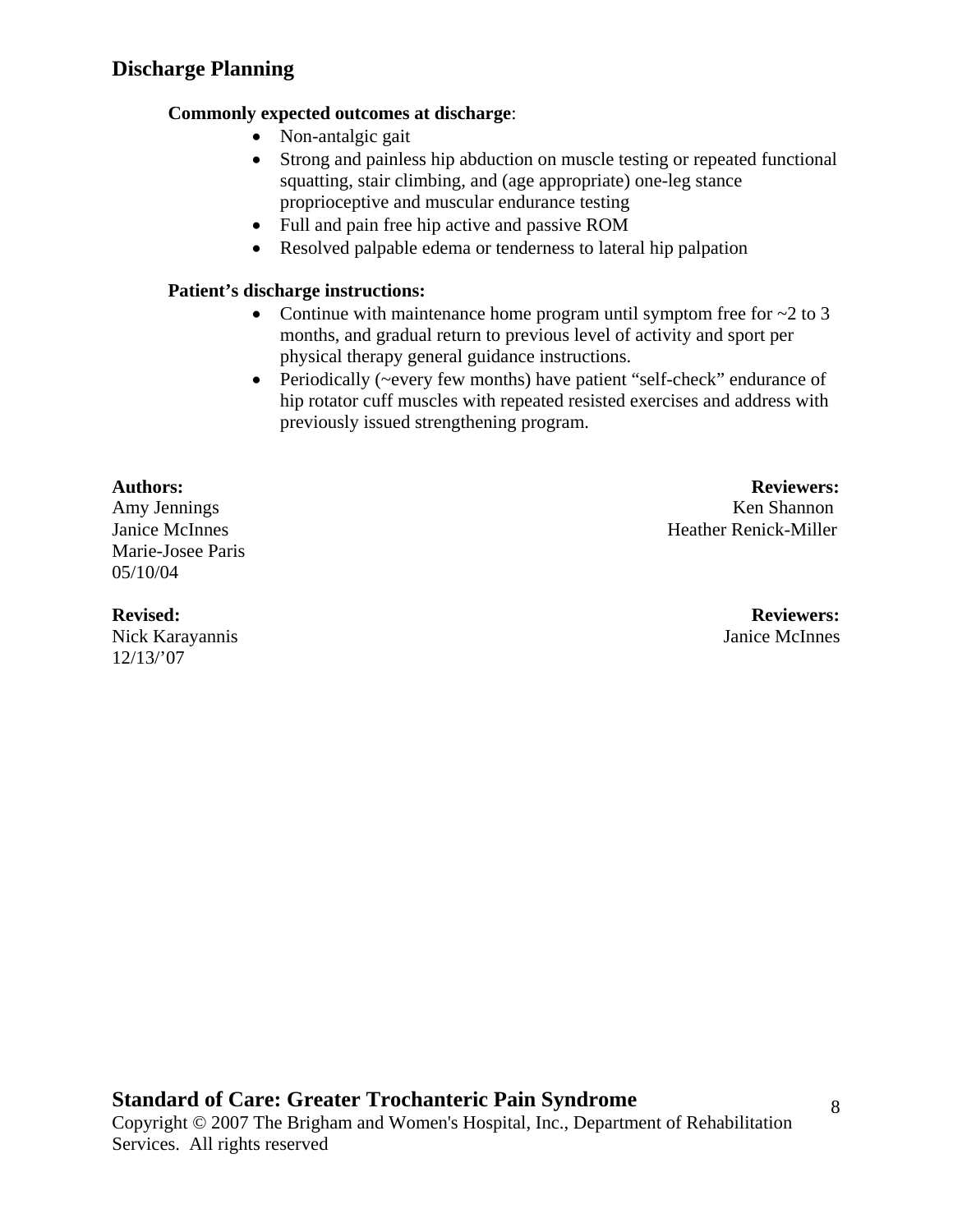## Discharge Planning

**Commonly expected outcomes at discharge**:

- Non-antalgic gait
- Strong and painless hip abduction on muscle testing or repeated functional squatting, stair climbing, and (age appropriate) one-leg stance proprioceptive and muscular endurance testing
- Full and pain free hip active and passive ROM
- Resolved palpable edema or tenderness to lateral hip palpation

**Patient's discharge instructions:**

- Continue with maintenance home program until symptom free for ~2 to 3 months, and gradual return to previous level of activity and sport per physical therapy general guidance instructions.
- Periodically (~every few months) have patient "self-check" endurance of hip rotator cuff muscles with repeated resisted exercises and address with previously issued strengthening program.

**Authors:**
Amy Jennings
Janice McInnes
Marie-Josee Paris
05/10/04

**Reviewers:**
Ken Shannon
Heather Renick-Miller

**Revised:**
Nick Karayannis
12/13/'07

**Reviewers:**
Janice McInnes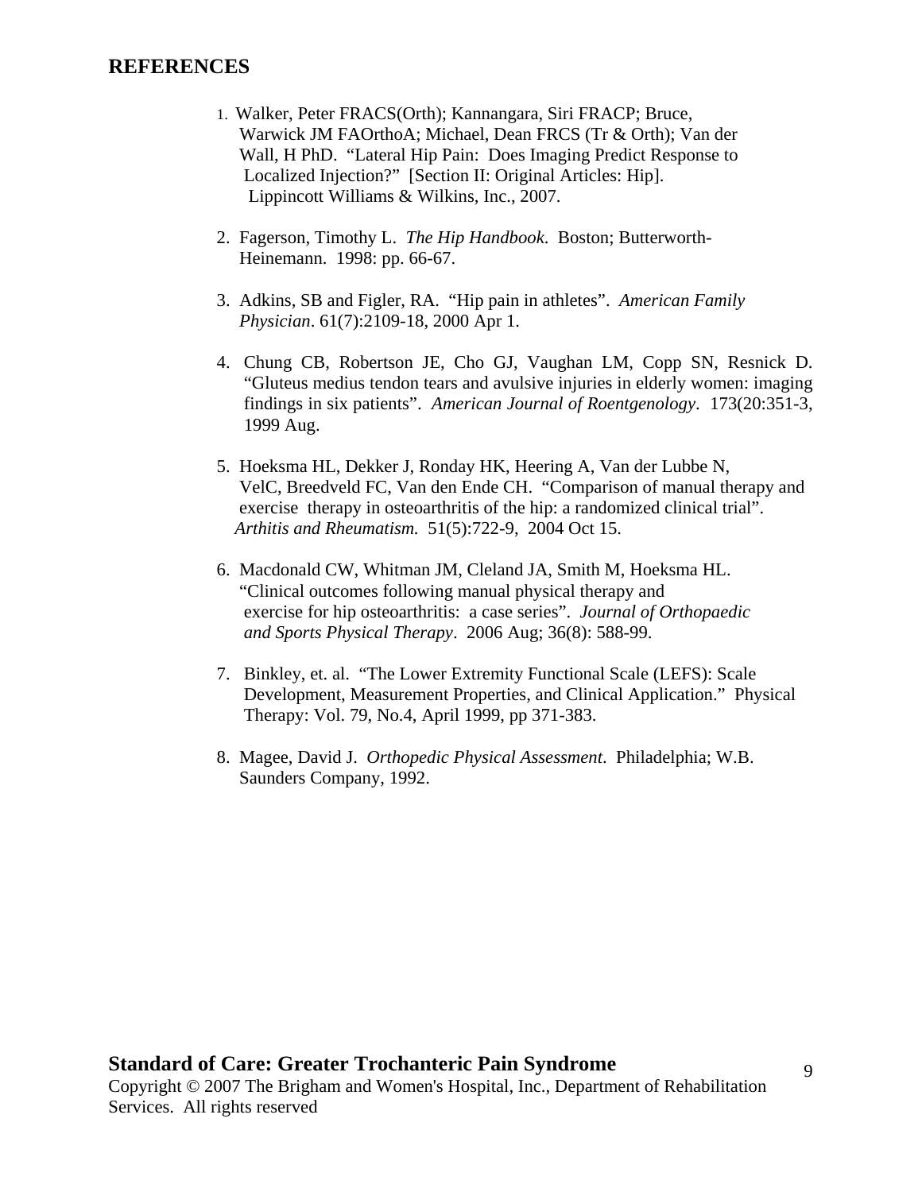## REFERENCES

1. Walker, Peter FRACS(Orth); Kannangara, Siri FRACP; Bruce, Warwick JM FAOrthoA; Michael, Dean FRCS (Tr & Orth); Van der Wall, H PhD. "Lateral Hip Pain: Does Imaging Predict Response to Localized Injection?" [Section II: Original Articles: Hip]. Lippincott Williams & Wilkins, Inc., 2007.

2. Fagerson, Timothy L. *The Hip Handbook*. Boston; Butterworth-Heinemann. 1998: pp. 66-67.

3. Adkins, SB and Figler, RA. "Hip pain in athletes". *American Family Physician*. 61(7):2109-18, 2000 Apr 1.

4. Chung CB, Robertson JE, Cho GJ, Vaughan LM, Copp SN, Resnick D. "Gluteus medius tendon tears and avulsive injuries in elderly women: imaging findings in six patients". *American Journal of Roentgenology*. 173(20:351-3, 1999 Aug.

5. Hoeksma HL, Dekker J, Ronday HK, Heering A, Van der Lubbe N, VelC, Breedveld FC, Van den Ende CH. "Comparison of manual therapy and exercise therapy in osteoarthritis of the hip: a randomized clinical trial". *Arthitis and Rheumatism.* 51(5):722-9, 2004 Oct 15.

6. Macdonald CW, Whitman JM, Cleland JA, Smith M, Hoeksma HL. "Clinical outcomes following manual physical therapy and exercise for hip osteoarthritis: a case series". *Journal of Orthopaedic and Sports Physical Therapy*. 2006 Aug; 36(8): 588-99.

7. Binkley, et. al. "The Lower Extremity Functional Scale (LEFS): Scale Development, Measurement Properties, and Clinical Application." Physical Therapy: Vol. 79, No.4, April 1999, pp 371-383.

8. Magee, David J. *Orthopedic Physical Assessment*. Philadelphia; W.B. Saunders Company, 1992.